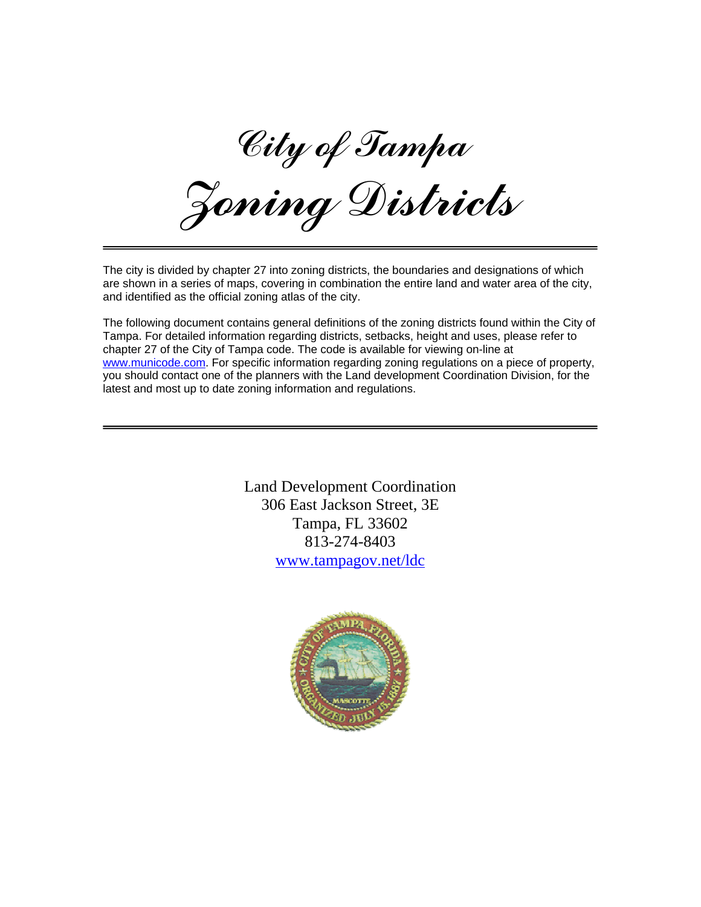# City of Tampa

# Zoning Districts

---

The city is divided by chapter 27 into zoning districts, the boundaries and designations of which are shown in a series of maps, covering in combination the entire land and water area of the city, and identified as the official zoning atlas of the city.

The following document contains general definitions of the zoning districts found within the City of Tampa. For detailed information regarding districts, setbacks, height and uses, please refer to chapter 27 of the City of Tampa code. The code is available for viewing on-line at [www.municode.com](http://www.municode.com). For specific information regarding zoning regulations on a piece of property, you should contact one of the planners with the Land development Coordination Division, for the latest and most up to date zoning information and regulations.

---

Land Development Coordination
306 East Jackson Street, 3E
Tampa, FL 33602
813-274-8403
[www.tampagov.net/ldc](http://www.tampagov.net/ldc)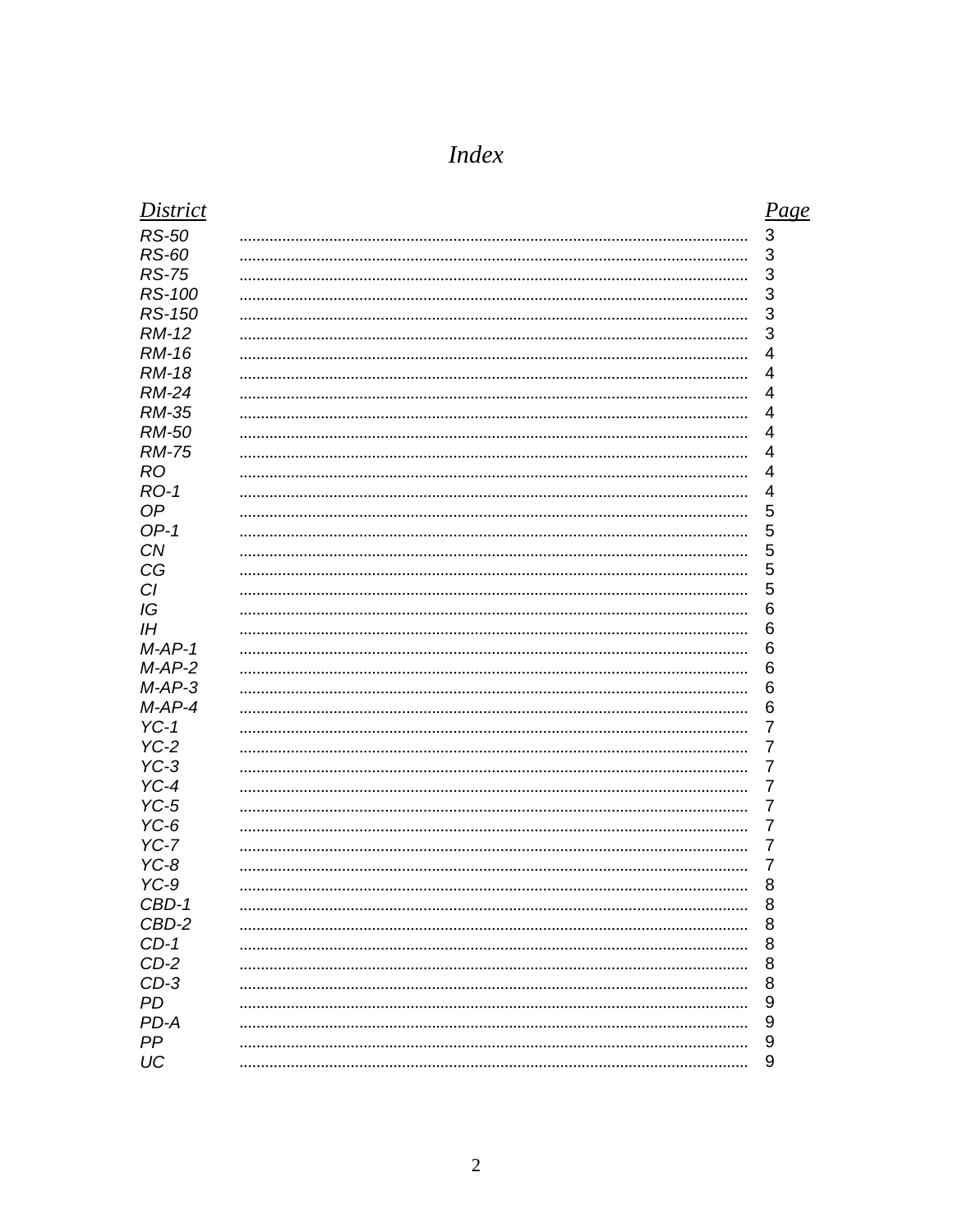# *Index*

| *District* | *Page* |
|---|---|
| *RS-50* | 3 |
| *RS-60* | 3 |
| *RS-75* | 3 |
| *RS-100* | 3 |
| *RS-150* | 3 |
| *RM-12* | 3 |
| *RM-16* | 4 |
| *RM-18* | 4 |
| *RM-24* | 4 |
| *RM-35* | 4 |
| *RM-50* | 4 |
| *RM-75* | 4 |
| *RO* | 4 |
| *RO-1* | 4 |
| *OP* | 5 |
| *OP-1* | 5 |
| *CN* | 5 |
| *CG* | 5 |
| *CI* | 5 |
| *IG* | 6 |
| *IH* | 6 |
| *M-AP-1* | 6 |
| *M-AP-2* | 6 |
| *M-AP-3* | 6 |
| *M-AP-4* | 6 |
| *YC-1* | 7 |
| *YC-2* | 7 |
| *YC-3* | 7 |
| *YC-4* | 7 |
| *YC-5* | 7 |
| *YC-6* | 7 |
| *YC-7* | 7 |
| *YC-8* | 7 |
| *YC-9* | 8 |
| *CBD-1* | 8 |
| *CBD-2* | 8 |
| *CD-1* | 8 |
| *CD-2* | 8 |
| *CD-3* | 8 |
| *PD* | 9 |
| *PD-A* | 9 |
| *PP* | 9 |
| *UC* | 9 |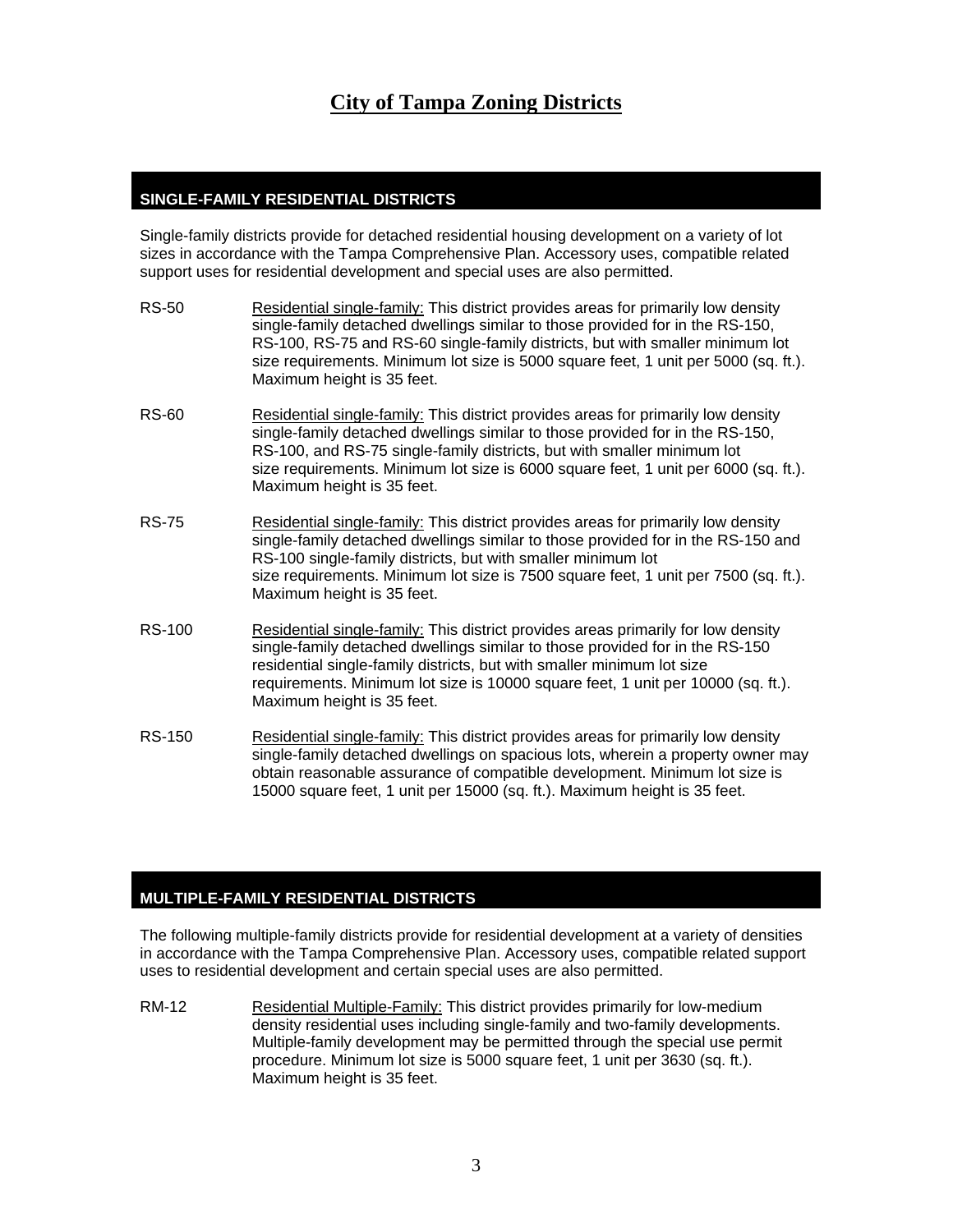# City of Tampa Zoning Districts

## SINGLE-FAMILY RESIDENTIAL DISTRICTS

Single-family districts provide for detached residential housing development on a variety of lot sizes in accordance with the Tampa Comprehensive Plan. Accessory uses, compatible related support uses for residential development and special uses are also permitted.

**RS-50** — Residential single-family: This district provides areas for primarily low density single-family detached dwellings similar to those provided for in the RS-150, RS-100, RS-75 and RS-60 single-family districts, but with smaller minimum lot size requirements. Minimum lot size is 5000 square feet, 1 unit per 5000 (sq. ft.). Maximum height is 35 feet.

**RS-60** — Residential single-family: This district provides areas for primarily low density single-family detached dwellings similar to those provided for in the RS-150, RS-100, and RS-75 single-family districts, but with smaller minimum lot size requirements. Minimum lot size is 6000 square feet, 1 unit per 6000 (sq. ft.). Maximum height is 35 feet.

**RS-75** — Residential single-family: This district provides areas for primarily low density single-family detached dwellings similar to those provided for in the RS-150 and RS-100 single-family districts, but with smaller minimum lot size requirements. Minimum lot size is 7500 square feet, 1 unit per 7500 (sq. ft.). Maximum height is 35 feet.

**RS-100** — Residential single-family: This district provides areas primarily for low density single-family detached dwellings similar to those provided for in the RS-150 residential single-family districts, but with smaller minimum lot size requirements. Minimum lot size is 10000 square feet, 1 unit per 10000 (sq. ft.). Maximum height is 35 feet.

**RS-150** — Residential single-family: This district provides areas for primarily low density single-family detached dwellings on spacious lots, wherein a property owner may obtain reasonable assurance of compatible development. Minimum lot size is 15000 square feet, 1 unit per 15000 (sq. ft.). Maximum height is 35 feet.

## MULTIPLE-FAMILY RESIDENTIAL DISTRICTS

The following multiple-family districts provide for residential development at a variety of densities in accordance with the Tampa Comprehensive Plan. Accessory uses, compatible related support uses to residential development and certain special uses are also permitted.

**RM-12** — Residential Multiple-Family: This district provides primarily for low-medium density residential uses including single-family and two-family developments. Multiple-family development may be permitted through the special use permit procedure. Minimum lot size is 5000 square feet, 1 unit per 3630 (sq. ft.). Maximum height is 35 feet.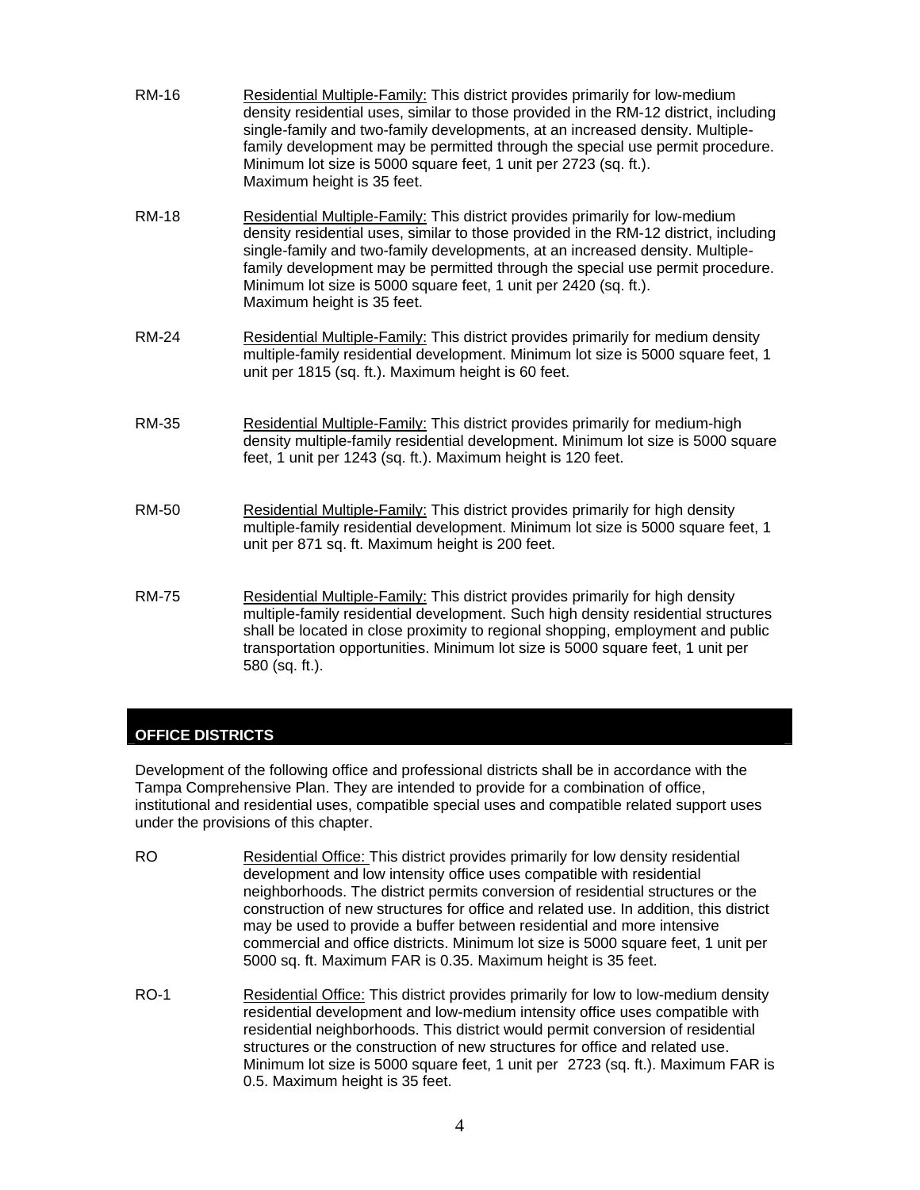RM-16 Residential Multiple-Family: This district provides primarily for low-medium density residential uses, similar to those provided in the RM-12 district, including single-family and two-family developments, at an increased density. Multiple-family development may be permitted through the special use permit procedure. Minimum lot size is 5000 square feet, 1 unit per 2723 (sq. ft.). Maximum height is 35 feet.

RM-18 Residential Multiple-Family: This district provides primarily for low-medium density residential uses, similar to those provided in the RM-12 district, including single-family and two-family developments, at an increased density. Multiple-family development may be permitted through the special use permit procedure. Minimum lot size is 5000 square feet, 1 unit per 2420 (sq. ft.). Maximum height is 35 feet.

RM-24 Residential Multiple-Family: This district provides primarily for medium density multiple-family residential development. Minimum lot size is 5000 square feet, 1 unit per 1815 (sq. ft.). Maximum height is 60 feet.

RM-35 Residential Multiple-Family: This district provides primarily for medium-high density multiple-family residential development. Minimum lot size is 5000 square feet, 1 unit per 1243 (sq. ft.). Maximum height is 120 feet.

RM-50 Residential Multiple-Family: This district provides primarily for high density multiple-family residential development. Minimum lot size is 5000 square feet, 1 unit per 871 sq. ft. Maximum height is 200 feet.

RM-75 Residential Multiple-Family: This district provides primarily for high density multiple-family residential development. Such high density residential structures shall be located in close proximity to regional shopping, employment and public transportation opportunities. Minimum lot size is 5000 square feet, 1 unit per 580 (sq. ft.).

## OFFICE DISTRICTS

Development of the following office and professional districts shall be in accordance with the Tampa Comprehensive Plan. They are intended to provide for a combination of office, institutional and residential uses, compatible special uses and compatible related support uses under the provisions of this chapter.

RO Residential Office: This district provides primarily for low density residential development and low intensity office uses compatible with residential neighborhoods. The district permits conversion of residential structures or the construction of new structures for office and related use. In addition, this district may be used to provide a buffer between residential and more intensive commercial and office districts. Minimum lot size is 5000 square feet, 1 unit per 5000 sq. ft. Maximum FAR is 0.35. Maximum height is 35 feet.

RO-1 Residential Office: This district provides primarily for low to low-medium density residential development and low-medium intensity office uses compatible with residential neighborhoods. This district would permit conversion of residential structures or the construction of new structures for office and related use. Minimum lot size is 5000 square feet, 1 unit per 2723 (sq. ft.). Maximum FAR is 0.5. Maximum height is 35 feet.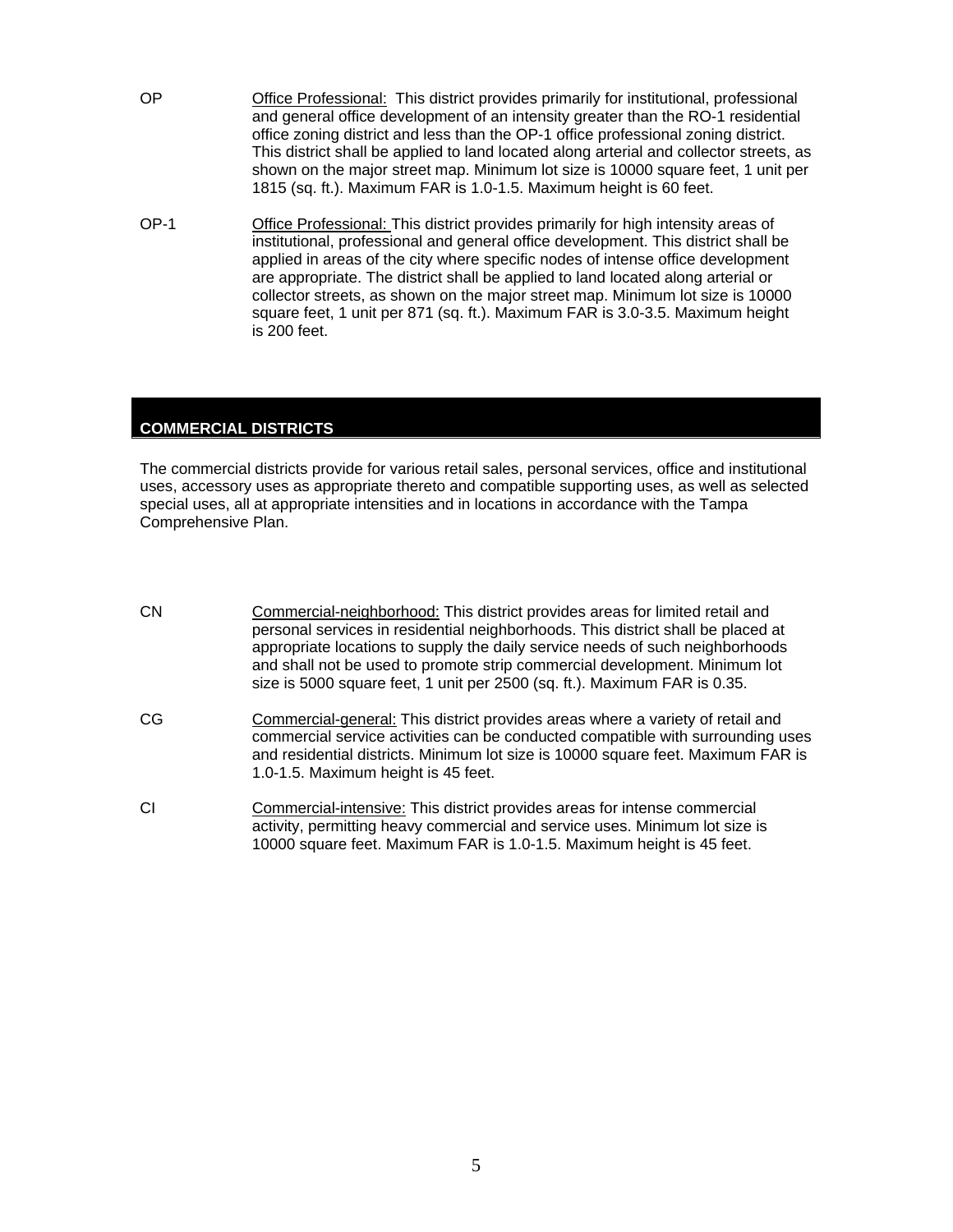OP Office Professional: This district provides primarily for institutional, professional and general office development of an intensity greater than the RO-1 residential office zoning district and less than the OP-1 office professional zoning district. This district shall be applied to land located along arterial and collector streets, as shown on the major street map. Minimum lot size is 10000 square feet, 1 unit per 1815 (sq. ft.). Maximum FAR is 1.0-1.5. Maximum height is 60 feet.

OP-1 Office Professional: This district provides primarily for high intensity areas of institutional, professional and general office development. This district shall be applied in areas of the city where specific nodes of intense office development are appropriate. The district shall be applied to land located along arterial or collector streets, as shown on the major street map. Minimum lot size is 10000 square feet, 1 unit per 871 (sq. ft.). Maximum FAR is 3.0-3.5. Maximum height is 200 feet.

## COMMERCIAL DISTRICTS

The commercial districts provide for various retail sales, personal services, office and institutional uses, accessory uses as appropriate thereto and compatible supporting uses, as well as selected special uses, all at appropriate intensities and in locations in accordance with the Tampa Comprehensive Plan.

CN Commercial-neighborhood: This district provides areas for limited retail and personal services in residential neighborhoods. This district shall be placed at appropriate locations to supply the daily service needs of such neighborhoods and shall not be used to promote strip commercial development. Minimum lot size is 5000 square feet, 1 unit per 2500 (sq. ft.). Maximum FAR is 0.35.

CG Commercial-general: This district provides areas where a variety of retail and commercial service activities can be conducted compatible with surrounding uses and residential districts. Minimum lot size is 10000 square feet. Maximum FAR is 1.0-1.5. Maximum height is 45 feet.

CI Commercial-intensive: This district provides areas for intense commercial activity, permitting heavy commercial and service uses. Minimum lot size is 10000 square feet. Maximum FAR is 1.0-1.5. Maximum height is 45 feet.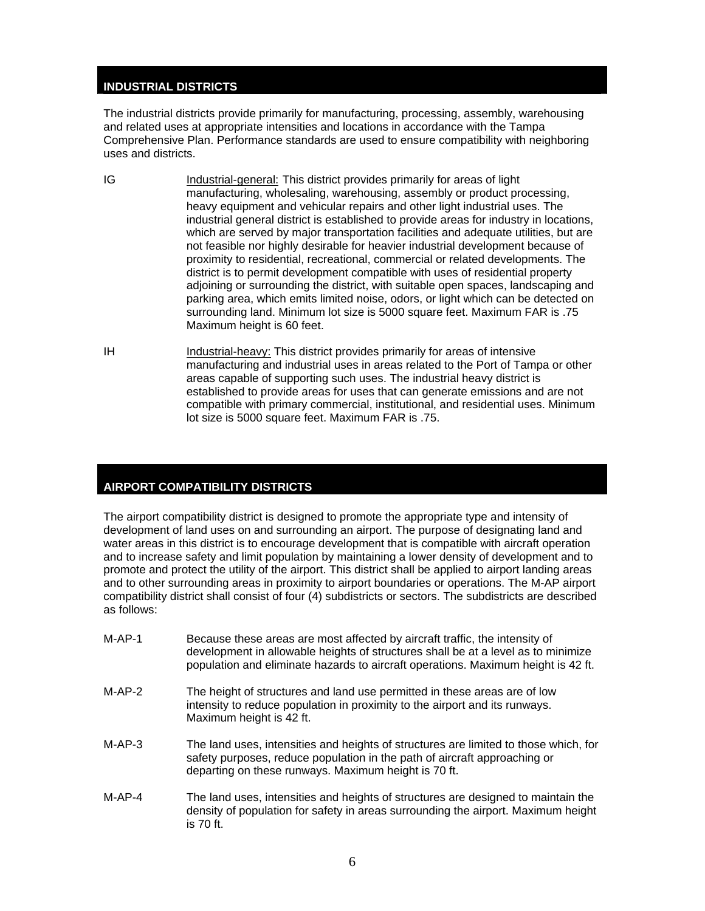## INDUSTRIAL DISTRICTS

The industrial districts provide primarily for manufacturing, processing, assembly, warehousing and related uses at appropriate intensities and locations in accordance with the Tampa Comprehensive Plan. Performance standards are used to ensure compatibility with neighboring uses and districts.

IG — Industrial-general: This district provides primarily for areas of light manufacturing, wholesaling, warehousing, assembly or product processing, heavy equipment and vehicular repairs and other light industrial uses. The industrial general district is established to provide areas for industry in locations, which are served by major transportation facilities and adequate utilities, but are not feasible nor highly desirable for heavier industrial development because of proximity to residential, recreational, commercial or related developments. The district is to permit development compatible with uses of residential property adjoining or surrounding the district, with suitable open spaces, landscaping and parking area, which emits limited noise, odors, or light which can be detected on surrounding land. Minimum lot size is 5000 square feet. Maximum FAR is .75 Maximum height is 60 feet.

IH — Industrial-heavy: This district provides primarily for areas of intensive manufacturing and industrial uses in areas related to the Port of Tampa or other areas capable of supporting such uses. The industrial heavy district is established to provide areas for uses that can generate emissions and are not compatible with primary commercial, institutional, and residential uses. Minimum lot size is 5000 square feet. Maximum FAR is .75.

## AIRPORT COMPATIBILITY DISTRICTS

The airport compatibility district is designed to promote the appropriate type and intensity of development of land uses on and surrounding an airport. The purpose of designating land and water areas in this district is to encourage development that is compatible with aircraft operation and to increase safety and limit population by maintaining a lower density of development and to promote and protect the utility of the airport. This district shall be applied to airport landing areas and to other surrounding areas in proximity to airport boundaries or operations. The M-AP airport compatibility district shall consist of four (4) subdistricts or sectors. The subdistricts are described as follows:

M-AP-1 — Because these areas are most affected by aircraft traffic, the intensity of development in allowable heights of structures shall be at a level as to minimize population and eliminate hazards to aircraft operations. Maximum height is 42 ft.

M-AP-2 — The height of structures and land use permitted in these areas are of low intensity to reduce population in proximity to the airport and its runways. Maximum height is 42 ft.

M-AP-3 — The land uses, intensities and heights of structures are limited to those which, for safety purposes, reduce population in the path of aircraft approaching or departing on these runways. Maximum height is 70 ft.

M-AP-4 — The land uses, intensities and heights of structures are designed to maintain the density of population for safety in areas surrounding the airport. Maximum height is 70 ft.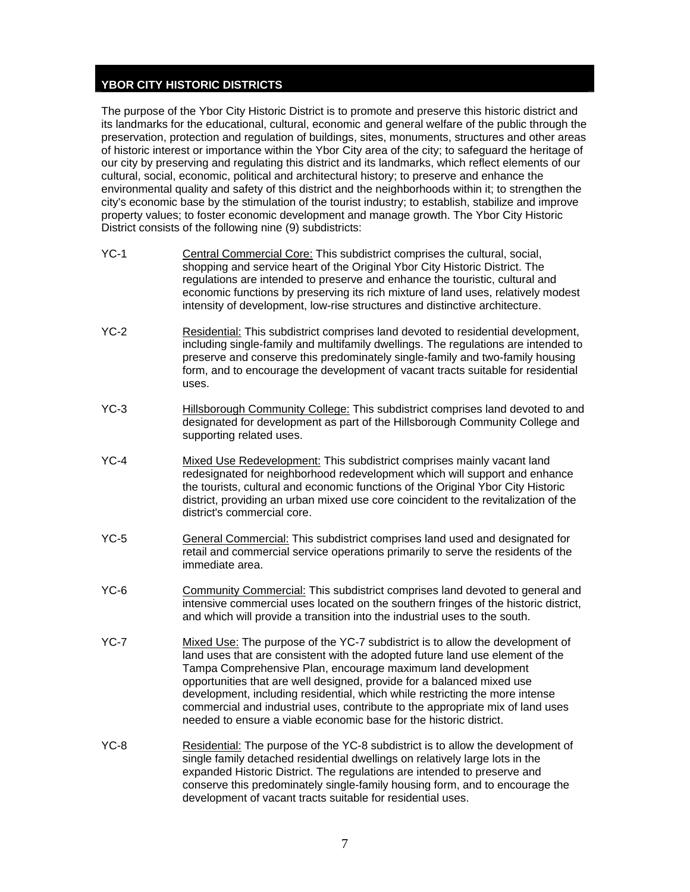## YBOR CITY HISTORIC DISTRICTS

The purpose of the Ybor City Historic District is to promote and preserve this historic district and its landmarks for the educational, cultural, economic and general welfare of the public through the preservation, protection and regulation of buildings, sites, monuments, structures and other areas of historic interest or importance within the Ybor City area of the city; to safeguard the heritage of our city by preserving and regulating this district and its landmarks, which reflect elements of our cultural, social, economic, political and architectural history; to preserve and enhance the environmental quality and safety of this district and the neighborhoods within it; to strengthen the city's economic base by the stimulation of the tourist industry; to establish, stabilize and improve property values; to foster economic development and manage growth. The Ybor City Historic District consists of the following nine (9) subdistricts:

YC-1 — Central Commercial Core: This subdistrict comprises the cultural, social, shopping and service heart of the Original Ybor City Historic District. The regulations are intended to preserve and enhance the touristic, cultural and economic functions by preserving its rich mixture of land uses, relatively modest intensity of development, low-rise structures and distinctive architecture.

YC-2 — Residential: This subdistrict comprises land devoted to residential development, including single-family and multifamily dwellings. The regulations are intended to preserve and conserve this predominately single-family and two-family housing form, and to encourage the development of vacant tracts suitable for residential uses.

YC-3 — Hillsborough Community College: This subdistrict comprises land devoted to and designated for development as part of the Hillsborough Community College and supporting related uses.

YC-4 — Mixed Use Redevelopment: This subdistrict comprises mainly vacant land redesignated for neighborhood redevelopment which will support and enhance the tourists, cultural and economic functions of the Original Ybor City Historic district, providing an urban mixed use core coincident to the revitalization of the district's commercial core.

YC-5 — General Commercial: This subdistrict comprises land used and designated for retail and commercial service operations primarily to serve the residents of the immediate area.

YC-6 — Community Commercial: This subdistrict comprises land devoted to general and intensive commercial uses located on the southern fringes of the historic district, and which will provide a transition into the industrial uses to the south.

YC-7 — Mixed Use: The purpose of the YC-7 subdistrict is to allow the development of land uses that are consistent with the adopted future land use element of the Tampa Comprehensive Plan, encourage maximum land development opportunities that are well designed, provide for a balanced mixed use development, including residential, which while restricting the more intense commercial and industrial uses, contribute to the appropriate mix of land uses needed to ensure a viable economic base for the historic district.

YC-8 — Residential: The purpose of the YC-8 subdistrict is to allow the development of single family detached residential dwellings on relatively large lots in the expanded Historic District. The regulations are intended to preserve and conserve this predominately single-family housing form, and to encourage the development of vacant tracts suitable for residential uses.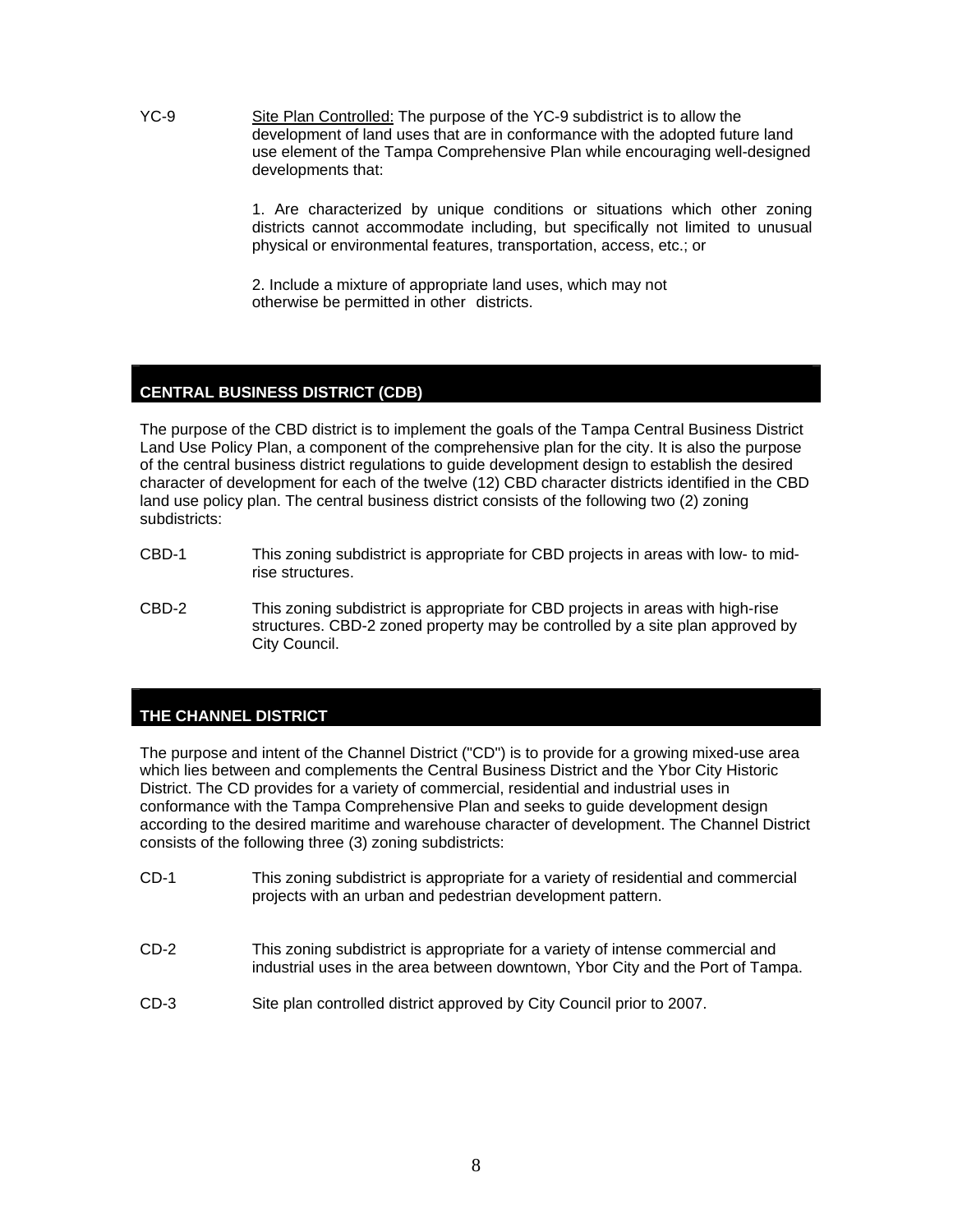YC-9 Site Plan Controlled: The purpose of the YC-9 subdistrict is to allow the development of land uses that are in conformance with the adopted future land use element of the Tampa Comprehensive Plan while encouraging well-designed developments that:

1. Are characterized by unique conditions or situations which other zoning districts cannot accommodate including, but specifically not limited to unusual physical or environmental features, transportation, access, etc.; or

2. Include a mixture of appropriate land uses, which may not otherwise be permitted in other districts.

## CENTRAL BUSINESS DISTRICT (CDB)

The purpose of the CBD district is to implement the goals of the Tampa Central Business District Land Use Policy Plan, a component of the comprehensive plan for the city. It is also the purpose of the central business district regulations to guide development design to establish the desired character of development for each of the twelve (12) CBD character districts identified in the CBD land use policy plan. The central business district consists of the following two (2) zoning subdistricts:

CBD-1 This zoning subdistrict is appropriate for CBD projects in areas with low- to mid-rise structures.

CBD-2 This zoning subdistrict is appropriate for CBD projects in areas with high-rise structures. CBD-2 zoned property may be controlled by a site plan approved by City Council.

## THE CHANNEL DISTRICT

The purpose and intent of the Channel District ("CD") is to provide for a growing mixed-use area which lies between and complements the Central Business District and the Ybor City Historic District. The CD provides for a variety of commercial, residential and industrial uses in conformance with the Tampa Comprehensive Plan and seeks to guide development design according to the desired maritime and warehouse character of development. The Channel District consists of the following three (3) zoning subdistricts:

CD-1 This zoning subdistrict is appropriate for a variety of residential and commercial projects with an urban and pedestrian development pattern.

CD-2 This zoning subdistrict is appropriate for a variety of intense commercial and industrial uses in the area between downtown, Ybor City and the Port of Tampa.

CD-3 Site plan controlled district approved by City Council prior to 2007.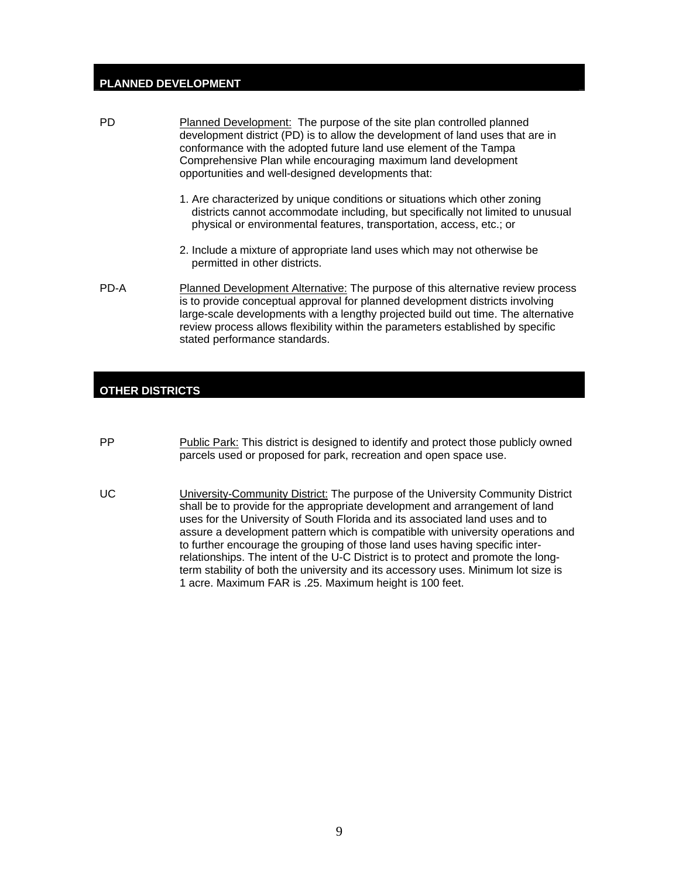## PLANNED DEVELOPMENT

PD — Planned Development: The purpose of the site plan controlled planned development district (PD) is to allow the development of land uses that are in conformance with the adopted future land use element of the Tampa Comprehensive Plan while encouraging maximum land development opportunities and well-designed developments that:

1. Are characterized by unique conditions or situations which other zoning districts cannot accommodate including, but specifically not limited to unusual physical or environmental features, transportation, access, etc.; or

2. Include a mixture of appropriate land uses which may not otherwise be permitted in other districts.

PD-A — Planned Development Alternative: The purpose of this alternative review process is to provide conceptual approval for planned development districts involving large-scale developments with a lengthy projected build out time. The alternative review process allows flexibility within the parameters established by specific stated performance standards.

## OTHER DISTRICTS

PP — Public Park: This district is designed to identify and protect those publicly owned parcels used or proposed for park, recreation and open space use.

UC — University-Community District: The purpose of the University Community District shall be to provide for the appropriate development and arrangement of land uses for the University of South Florida and its associated land uses and to assure a development pattern which is compatible with university operations and to further encourage the grouping of those land uses having specific inter-relationships. The intent of the U-C District is to protect and promote the long-term stability of both the university and its accessory uses. Minimum lot size is 1 acre. Maximum FAR is .25. Maximum height is 100 feet.